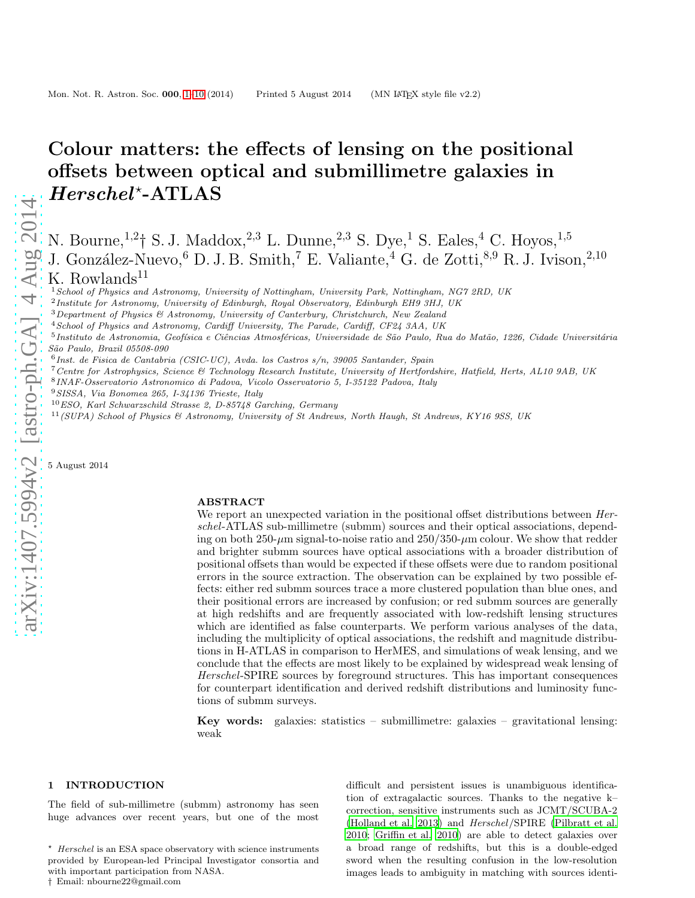# Colour matters: the effects of lensing on the positional offsets between optical and submillimetre galaxies in *Herschel*⋆-ATLAS

N. Bourne,[1,2]† S. J. Maddox,[2,3] L. Dunne,[2,3] S. Dye,[1] S. Eales,[4] C. Hoyos,[1,5] J. González-Nuevo,[6] D. J. B. Smith,[7] E. Valiante,[4] G. de Zotti,[8,9] R. J. Ivison,[2,10] K. Rowlands[11]

[1] *School of Physics and Astronomy, University of Nottingham, University Park, Nottingham, NG7 2RD, UK*
[2] *Institute for Astronomy, University of Edinburgh, Royal Observatory, Edinburgh EH9 3HJ, UK*
[3] *Department of Physics & Astronomy, University of Canterbury, Christchurch, New Zealand*
[4] *School of Physics and Astronomy, Cardiff University, The Parade, Cardiff, CF24 3AA, UK*
[5] *Instituto de Astronomia, Geofísica e Ciências Atmosféricas, Universidade de São Paulo, Rua do Matão, 1226, Cidade Universitária São Paulo, Brazil 05508-090*
[6] *Inst. de Fisica de Cantabria (CSIC-UC), Avda. los Castros s/n, 39005 Santander, Spain*
[7] *Centre for Astrophysics, Science & Technology Research Institute, University of Hertfordshire, Hatfield, Herts, AL10 9AB, UK*
[8] *INAF-Osservatorio Astronomico di Padova, Vicolo Osservatorio 5, I-35122 Padova, Italy*
[9] *SISSA, Via Bonomea 265, I-34136 Trieste, Italy*
[10] *ESO, Karl Schwarzschild Strasse 2, D-85748 Garching, Germany*
[11] *(SUPA) School of Physics & Astronomy, University of St Andrews, North Haugh, St Andrews, KY16 9SS, UK*

5 August 2014

## ABSTRACT

We report an unexpected variation in the positional offset distributions between *Herschel*-ATLAS sub-millimetre (submm) sources and their optical associations, depending on both 250-$\mu$m signal-to-noise ratio and 250/350-$\mu$m colour. We show that redder and brighter submm sources have optical associations with a broader distribution of positional offsets than would be expected if these offsets were due to random positional errors in the source extraction. The observation can be explained by two possible effects: either red submm sources trace a more clustered population than blue ones, and their positional errors are increased by confusion; or red submm sources are generally at high redshifts and are frequently associated with low-redshift lensing structures which are identified as false counterparts. We perform various analyses of the data, including the multiplicity of optical associations, the redshift and magnitude distributions in H-ATLAS in comparison to HerMES, and simulations of weak lensing, and we conclude that the effects are most likely to be explained by widespread weak lensing of *Herschel*-SPIRE sources by foreground structures. This has important consequences for counterpart identification and derived redshift distributions and luminosity functions of submm surveys.

**Key words:** galaxies: statistics – submillimetre: galaxies – gravitational lensing: weak

## 1 INTRODUCTION

The field of sub-millimetre (submm) astronomy has seen huge advances over recent years, but one of the most difficult and persistent issues is unambiguous identification of extragalactic sources. Thanks to the negative k–correction, sensitive instruments such as JCMT/SCUBA-2 (Holland et al. 2013) and *Herschel*/SPIRE (Pilbratt et al. 2010; Griffin et al. 2010) are able to detect galaxies over a broad range of redshifts, but this is a double-edged sword when the resulting confusion in the low-resolution images leads to ambiguity in matching with sources identi-

⋆ *Herschel* is an ESA space observatory with science instruments provided by European-led Principal Investigator consortia and with important participation from NASA.
† Email: nbourne22@gmail.com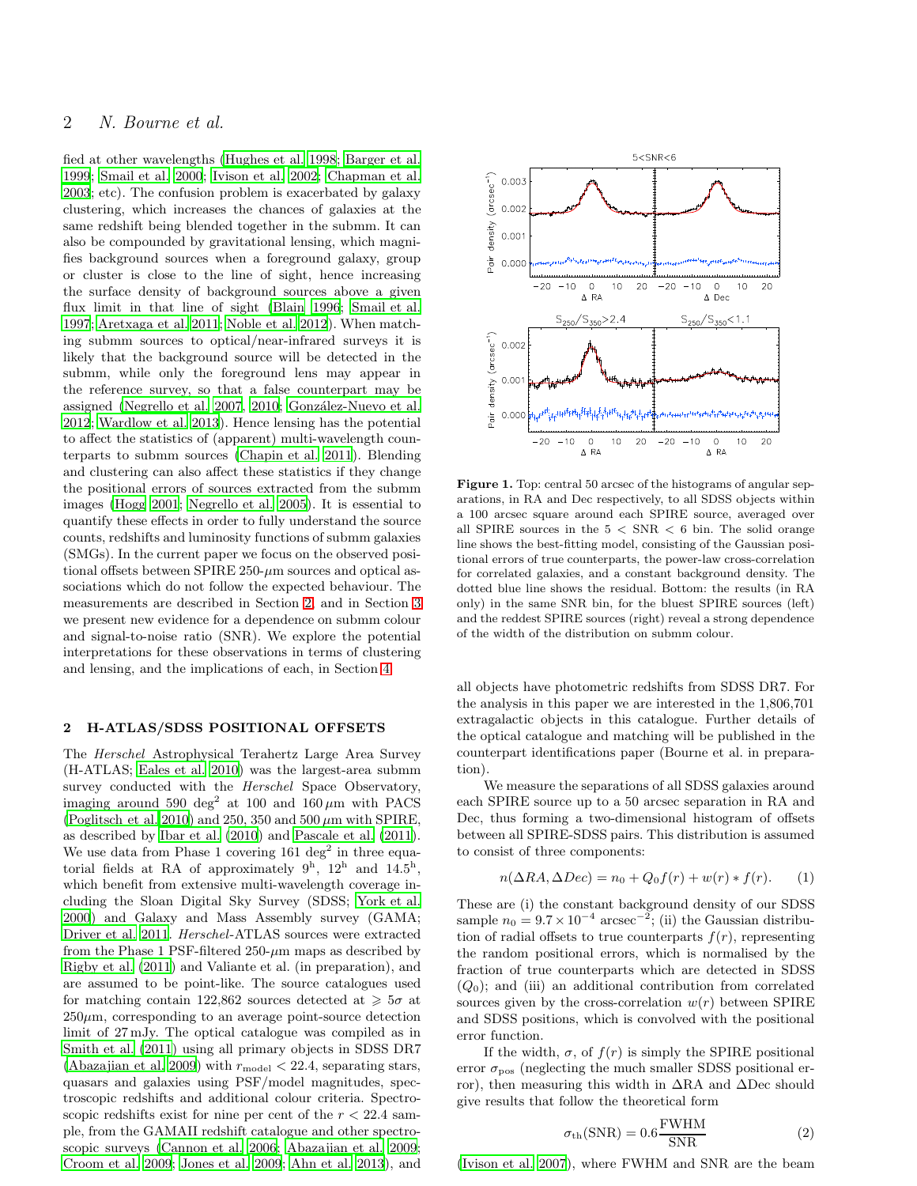fied at other wavelengths (Hughes et al. 1998; Barger et al. 1999; Smail et al. 2000; Ivison et al. 2002; Chapman et al. 2003; etc). The confusion problem is exacerbated by galaxy clustering, which increases the chances of galaxies at the same redshift being blended together in the submm. It can also be compounded by gravitational lensing, which magnifies background sources when a foreground galaxy, group or cluster is close to the line of sight, hence increasing the surface density of background sources above a given flux limit in that line of sight (Blain 1996; Smail et al. 1997; Aretxaga et al. 2011; Noble et al. 2012). When matching submm sources to optical/near-infrared surveys it is likely that the background source will be detected in the submm, while only the foreground lens may appear in the reference survey, so that a false counterpart may be assigned (Negrello et al. 2007, 2010; González-Nuevo et al. 2012; Wardlow et al. 2013). Hence lensing has the potential to affect the statistics of (apparent) multi-wavelength counterparts to submm sources (Chapin et al. 2011). Blending and clustering can also affect these statistics if they change the positional errors of sources extracted from the submm images (Hogg 2001; Negrello et al. 2005). It is essential to quantify these effects in order to fully understand the source counts, redshifts and luminosity functions of submm galaxies (SMGs). In the current paper we focus on the observed positional offsets between SPIRE 250-$\mu$m sources and optical associations which do not follow the expected behaviour. The measurements are described in Section 2, and in Section 3 we present new evidence for a dependence on submm colour and signal-to-noise ratio (SNR). We explore the potential interpretations for these observations in terms of clustering and lensing, and the implications of each, in Section 4.

## 2 H-ATLAS/SDSS POSITIONAL OFFSETS

The *Herschel* Astrophysical Terahertz Large Area Survey (H-ATLAS; Eales et al. 2010) was the largest-area submm survey conducted with the *Herschel* Space Observatory, imaging around 590 deg$^2$ at 100 and 160 $\mu$m with PACS (Poglitsch et al. 2010) and 250, 350 and 500 $\mu$m with SPIRE, as described by Ibar et al. (2010) and Pascale et al. (2011). We use data from Phase 1 covering 161 deg$^2$ in three equatorial fields at RA of approximately 9$^\mathrm{h}$, 12$^\mathrm{h}$ and 14.5$^\mathrm{h}$, which benefit from extensive multi-wavelength coverage including the Sloan Digital Sky Survey (SDSS; York et al. 2000) and Galaxy and Mass Assembly survey (GAMA; Driver et al. 2011. *Herschel*-ATLAS sources were extracted from the Phase 1 PSF-filtered 250-$\mu$m maps as described by Rigby et al. (2011) and Valiante et al. (in preparation), and are assumed to be point-like. The source catalogues used for matching contain 122,862 sources detected at $\geqslant 5\sigma$ at 250$\mu$m, corresponding to an average point-source detection limit of 27 mJy. The optical catalogue was compiled as in Smith et al. (2011) using all primary objects in SDSS DR7 (Abazajian et al. 2009) with $r_\mathrm{model} < 22.4$, separating stars, quasars and galaxies using PSF/model magnitudes, spectroscopic redshifts and additional colour criteria. Spectroscopic redshifts exist for nine per cent of the $r < 22.4$ sample, from the GAMAII redshift catalogue and other spectroscopic surveys (Cannon et al. 2006; Abazajian et al. 2009; Croom et al. 2009; Jones et al. 2009; Ahn et al. 2013), and all objects have photometric redshifts from SDSS DR7. For the analysis in this paper we are interested in the 1,806,701 extragalactic objects in this catalogue. Further details of the optical catalogue and matching will be published in the counterpart identifications paper (Bourne et al. in preparation).

**Figure 1.** Top: central 50 arcsec of the histograms of angular separations, in RA and Dec respectively, to all SDSS objects within a 100 arcsec square around each SPIRE source, averaged over all SPIRE sources in the $5 < \mathrm{SNR} < 6$ bin. The solid orange line shows the best-fitting model, consisting of the Gaussian positional errors of true counterparts, the power-law cross-correlation for correlated galaxies, and a constant background density. The dotted blue line shows the residual. Bottom: the results (in RA only) in the same SNR bin, for the bluest SPIRE sources (left) and the reddest SPIRE sources (right) reveal a strong dependence of the width of the distribution on submm colour.

We measure the separations of all SDSS galaxies around each SPIRE source up to a 50 arcsec separation in RA and Dec, thus forming a two-dimensional histogram of offsets between all SPIRE-SDSS pairs. This distribution is assumed to consist of three components:

$$n(\Delta RA, \Delta Dec) = n_0 + Q_0 f(r) + w(r) * f(r). \qquad (1)$$

These are (i) the constant background density of our SDSS sample $n_0 = 9.7 \times 10^{-4}$ arcsec$^{-2}$; (ii) the Gaussian distribution of radial offsets to true counterparts $f(r)$, representing the random positional errors, which is normalised by the fraction of true counterparts which are detected in SDSS ($Q_0$); and (iii) an additional contribution from correlated sources given by the cross-correlation $w(r)$ between SPIRE and SDSS positions, which is convolved with the positional error function.

If the width, $\sigma$, of $f(r)$ is simply the SPIRE positional error $\sigma_\mathrm{pos}$ (neglecting the much smaller SDSS positional error), then measuring this width in $\Delta$RA and $\Delta$Dec should give results that follow the theoretical form

$$\sigma_\mathrm{th}(\mathrm{SNR}) = 0.6 \frac{\mathrm{FWHM}}{\mathrm{SNR}} \qquad (2)$$

(Ivison et al. 2007), where FWHM and SNR are the beam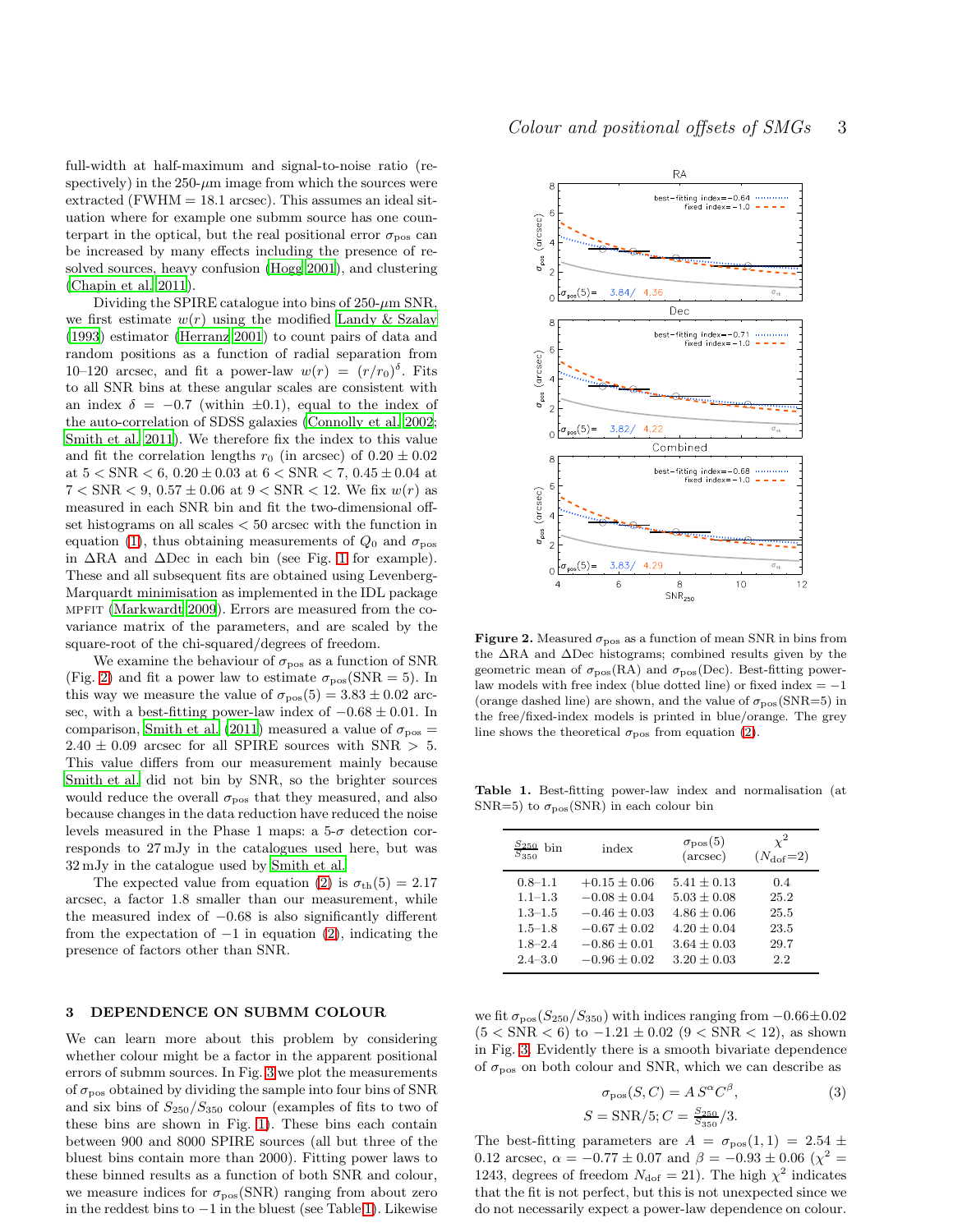full-width at half-maximum and signal-to-noise ratio (respectively) in the 250-$\mu$m image from which the sources were extracted (FWHM = 18.1 arcsec). This assumes an ideal situation where for example one submm source has one counterpart in the optical, but the real positional error $\sigma_{\rm pos}$ can be increased by many effects including the presence of resolved sources, heavy confusion (Hogg 2001), and clustering (Chapin et al. 2011).

Dividing the SPIRE catalogue into bins of 250-$\mu$m SNR, we first estimate $w(r)$ using the modified Landy & Szalay (1993) estimator (Herranz 2001) to count pairs of data and random positions as a function of radial separation from 10–120 arcsec, and fit a power-law $w(r) = (r/r_0)^\delta$. Fits to all SNR bins at these angular scales are consistent with an index $\delta = -0.7$ (within $\pm 0.1$), equal to the index of the auto-correlation of SDSS galaxies (Connolly et al. 2002; Smith et al. 2011). We therefore fix the index to this value and fit the correlation lengths $r_0$ (in arcsec) of $0.20 \pm 0.02$ at $5 < {\rm SNR} < 6$, $0.20 \pm 0.03$ at $6 < {\rm SNR} < 7$, $0.45 \pm 0.04$ at $7 < {\rm SNR} < 9$, $0.57 \pm 0.06$ at $9 < {\rm SNR} < 12$. We fix $w(r)$ as measured in each SNR bin and fit the two-dimensional offset histograms on all scales $< 50$ arcsec with the function in equation (1), thus obtaining measurements of $Q_0$ and $\sigma_{\rm pos}$ in $\Delta$RA and $\Delta$Dec in each bin (see Fig. 1 for example). These and all subsequent fits are obtained using Levenberg-Marquardt minimisation as implemented in the IDL package MPFIT (Markwardt 2009). Errors are measured from the covariance matrix of the parameters, and are scaled by the square-root of the chi-squared/degrees of freedom.

We examine the behaviour of $\sigma_{\rm pos}$ as a function of SNR (Fig. 2) and fit a power law to estimate $\sigma_{\rm pos}({\rm SNR} = 5)$. In this way we measure the value of $\sigma_{\rm pos}(5) = 3.83 \pm 0.02$ arcsec, with a best-fitting power-law index of $-0.68 \pm 0.01$. In comparison, Smith et al. (2011) measured a value of $\sigma_{\rm pos} = 2.40 \pm 0.09$ arcsec for all SPIRE sources with SNR $> 5$. This value differs from our measurement mainly because Smith et al. did not bin by SNR, so the brighter sources would reduce the overall $\sigma_{\rm pos}$ that they measured, and also because changes in the data reduction have reduced the noise levels measured in the Phase 1 maps: a 5-$\sigma$ detection corresponds to 27 mJy in the catalogues used here, but was 32 mJy in the catalogue used by Smith et al.

The expected value from equation (2) is $\sigma_{\rm th}(5) = 2.17$ arcsec, a factor 1.8 smaller than our measurement, while the measured index of $-0.68$ is also significantly different from the expectation of $-1$ in equation (2), indicating the presence of factors other than SNR.

## 3 DEPENDENCE ON SUBMM COLOUR

We can learn more about this problem by considering whether colour might be a factor in the apparent positional errors of submm sources. In Fig. 3 we plot the measurements of $\sigma_{\rm pos}$ obtained by dividing the sample into four bins of SNR and six bins of $S_{250}/S_{350}$ colour (examples of fits to two of these bins are shown in Fig. 1). These bins each contain between 900 and 8000 SPIRE sources (all but three of the bluest bins contain more than 2000). Fitting power laws to these binned results as a function of both SNR and colour, we measure indices for $\sigma_{\rm pos}({\rm SNR})$ ranging from about zero in the reddest bins to $-1$ in the bluest (see Table 1). Likewise we fit $\sigma_{\rm pos}(S_{250}/S_{350})$ with indices ranging from $-0.66 \pm 0.02$ ($5 < {\rm SNR} < 6$) to $-1.21 \pm 0.02$ ($9 < {\rm SNR} < 12$), as shown in Fig. 3. Evidently there is a smooth bivariate dependence of $\sigma_{\rm pos}$ on both colour and SNR, which we can describe as

$$\sigma_{\rm pos}(S, C) = A\, S^{\alpha} C^{\beta}, \qquad (3)$$
$$S = {\rm SNR}/5; C = \tfrac{S_{250}}{S_{350}}/3.$$

The best-fitting parameters are $A = \sigma_{\rm pos}(1,1) = 2.54 \pm 0.12$ arcsec, $\alpha = -0.77 \pm 0.07$ and $\beta = -0.93 \pm 0.06$ ($\chi^2 = 1243$, degrees of freedom $N_{\rm dof} = 21$). The high $\chi^2$ indicates that the fit is not perfect, but this is not unexpected since we do not necessarily expect a power-law dependence on colour.

**Figure 2.** Measured $\sigma_{\rm pos}$ as a function of mean SNR in bins from the $\Delta$RA and $\Delta$Dec histograms; combined results given by the geometric mean of $\sigma_{\rm pos}$(RA) and $\sigma_{\rm pos}$(Dec). Best-fitting power-law models with free index (blue dotted line) or fixed index $= -1$ (orange dashed line) are shown, and the value of $\sigma_{\rm pos}$(SNR=5) in the free/fixed-index models is printed in blue/orange. The grey line shows the theoretical $\sigma_{\rm pos}$ from equation (2).

**Table 1.** Best-fitting power-law index and normalisation (at SNR=5) to $\sigma_{\rm pos}$(SNR) in each colour bin

| $\frac{S_{250}}{S_{350}}$ bin | index | $\sigma_{\rm pos}(5)$ (arcsec) | $\chi^2$ ($N_{\rm dof}$=2) |
|---|---|---|---|
| 0.8–1.1 | $+0.15 \pm 0.06$ | $5.41 \pm 0.13$ | 0.4 |
| 1.1–1.3 | $-0.08 \pm 0.04$ | $5.03 \pm 0.08$ | 25.2 |
| 1.3–1.5 | $-0.46 \pm 0.03$ | $4.86 \pm 0.06$ | 25.5 |
| 1.5–1.8 | $-0.67 \pm 0.02$ | $4.20 \pm 0.04$ | 23.5 |
| 1.8–2.4 | $-0.86 \pm 0.01$ | $3.64 \pm 0.03$ | 29.7 |
| 2.4–3.0 | $-0.96 \pm 0.02$ | $3.20 \pm 0.03$ | 2.2 |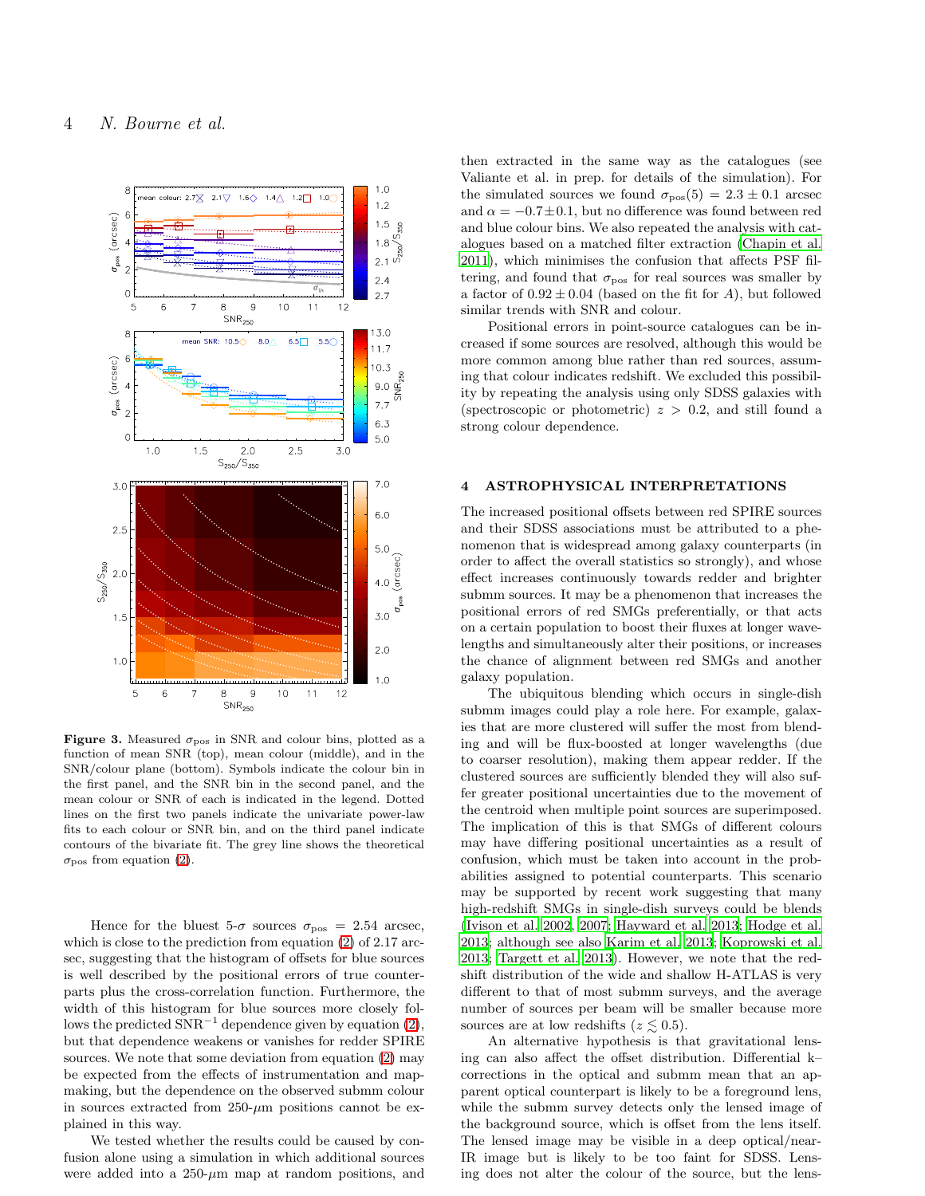**Figure 3.** Measured $\sigma_{\rm pos}$ in SNR and colour bins, plotted as a function of mean SNR (top), mean colour (middle), and in the SNR/colour plane (bottom). Symbols indicate the colour bin in the first panel, and the SNR bin in the second panel, and the mean colour or SNR of each is indicated in the legend. Dotted lines on the first two panels indicate the univariate power-law fits to each colour or SNR bin, and on the third panel indicate contours of the bivariate fit. The grey line shows the theoretical $\sigma_{\rm pos}$ from equation (2).

Hence for the bluest 5-$\sigma$ sources $\sigma_{\rm pos} = 2.54$ arcsec, which is close to the prediction from equation (2) of 2.17 arcsec, suggesting that the histogram of offsets for blue sources is well described by the positional errors of true counterparts plus the cross-correlation function. Furthermore, the width of this histogram for blue sources more closely follows the predicted SNR$^{-1}$ dependence given by equation (2), but that dependence weakens or vanishes for redder SPIRE sources. We note that some deviation from equation (2) may be expected from the effects of instrumentation and map-making, but the dependence on the observed submm colour in sources extracted from 250-$\mu$m positions cannot be explained in this way.

We tested whether the results could be caused by confusion alone using a simulation in which additional sources were added into a 250-$\mu$m map at random positions, and then extracted in the same way as the catalogues (see Valiante et al. in prep. for details of the simulation). For the simulated sources we found $\sigma_{\rm pos}(5) = 2.3 \pm 0.1$ arcsec and $\alpha = -0.7 \pm 0.1$, but no difference was found between red and blue colour bins. We also repeated the analysis with catalogues based on a matched filter extraction (Chapin et al. 2011), which minimises the confusion that affects PSF filtering, and found that $\sigma_{\rm pos}$ for real sources was smaller by a factor of $0.92 \pm 0.04$ (based on the fit for $A$), but followed similar trends with SNR and colour.

Positional errors in point-source catalogues can be increased if some sources are resolved, although this would be more common among blue rather than red sources, assuming that colour indicates redshift. We excluded this possibility by repeating the analysis using only SDSS galaxies with (spectroscopic or photometric) $z > 0.2$, and still found a strong colour dependence.

## 4 ASTROPHYSICAL INTERPRETATIONS

The increased positional offsets between red SPIRE sources and their SDSS associations must be attributed to a phenomenon that is widespread among galaxy counterparts (in order to affect the overall statistics so strongly), and whose effect increases continuously towards redder and brighter submm sources. It may be a phenomenon that increases the positional errors of red SMGs preferentially, or that acts on a certain population to boost their fluxes at longer wavelengths and simultaneously alter their positions, or increases the chance of alignment between red SMGs and another galaxy population.

The ubiquitous blending which occurs in single-dish submm images could play a role here. For example, galaxies that are more clustered will suffer the most from blending and will be flux-boosted at longer wavelengths (due to coarser resolution), making them appear redder. If the clustered sources are sufficiently blended they will also suffer greater positional uncertainties due to the movement of the centroid when multiple point sources are superimposed. The implication of this is that SMGs of different colours may have differing positional uncertainties as a result of confusion, which must be taken into account in the probabilities assigned to potential counterparts. This scenario may be supported by recent work suggesting that many high-redshift SMGs in single-dish surveys could be blends (Ivison et al. 2002, 2007; Hayward et al. 2013; Hodge et al. 2013; although see also Karim et al. 2013; Koprowski et al. 2013; Targett et al. 2013). However, we note that the redshift distribution of the wide and shallow H-ATLAS is very different to that of most submm surveys, and the average number of sources per beam will be smaller because more sources are at low redshifts ($z \lesssim 0.5$).

An alternative hypothesis is that gravitational lensing can also affect the offset distribution. Differential k–corrections in the optical and submm mean that an apparent optical counterpart is likely to be a foreground lens, while the submm survey detects only the lensed image of the background source, which is offset from the lens itself. The lensed image may be visible in a deep optical/near-IR image but is likely to be too faint for SDSS. Lensing does not alter the colour of the source, but the lens-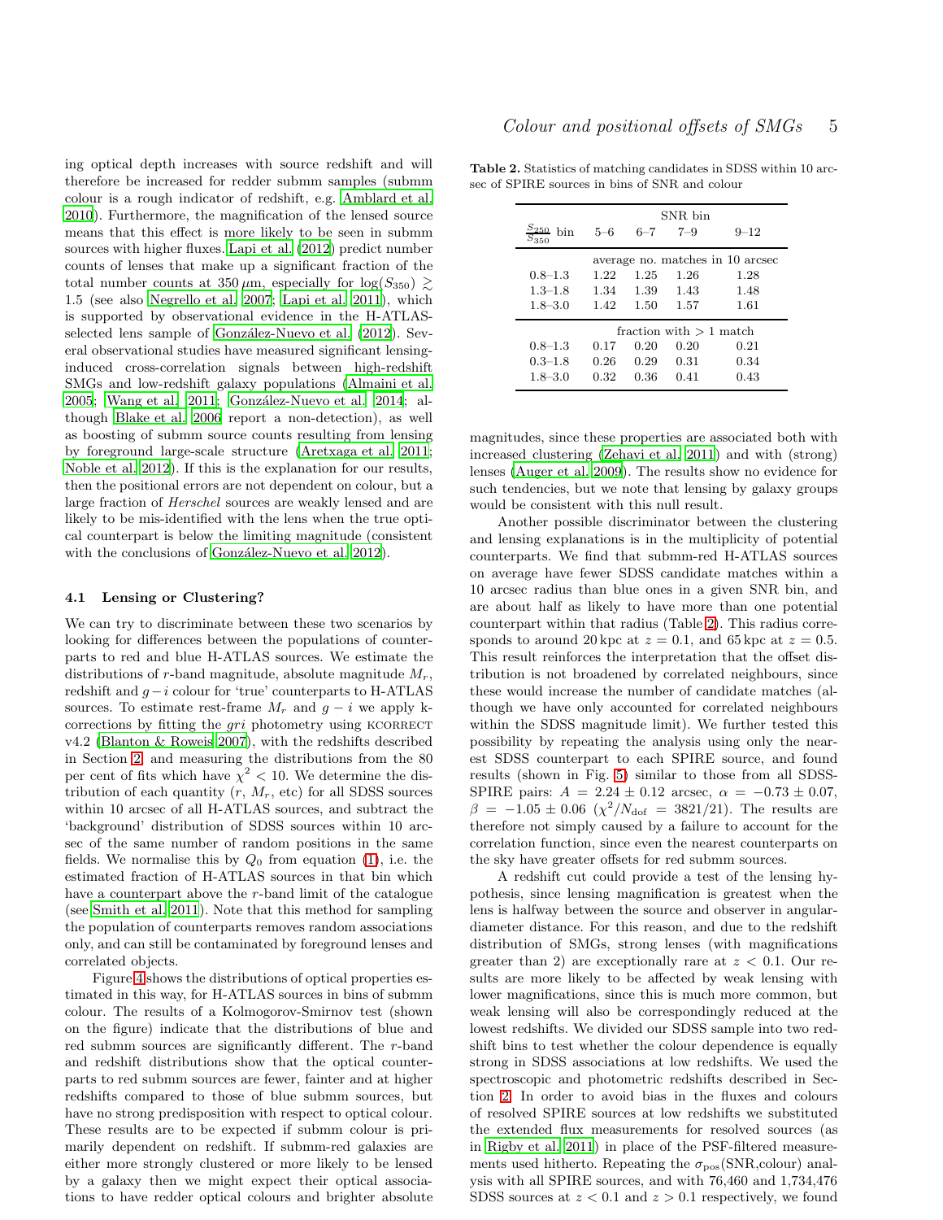ing optical depth increases with source redshift and will therefore be increased for redder submm samples (submm colour is a rough indicator of redshift, e.g. Amblard et al. 2010). Furthermore, the magnification of the lensed source means that this effect is more likely to be seen in submm sources with higher fluxes. Lapi et al. (2012) predict number counts of lenses that make up a significant fraction of the total number counts at 350 $\mu$m, especially for $\log(S_{350}) \gtrsim 1.5$ (see also Negrello et al. 2007; Lapi et al. 2011), which is supported by observational evidence in the H-ATLAS-selected lens sample of González-Nuevo et al. (2012). Several observational studies have measured significant lensing-induced cross-correlation signals between high-redshift SMGs and low-redshift galaxy populations (Almaini et al. 2005; Wang et al. 2011; González-Nuevo et al. 2014; although Blake et al. 2006 report a non-detection), as well as boosting of submm source counts resulting from lensing by foreground large-scale structure (Aretxaga et al. 2011; Noble et al. 2012). If this is the explanation for our results, then the positional errors are not dependent on colour, but a large fraction of *Herschel* sources are weakly lensed and are likely to be mis-identified with the lens when the true optical counterpart is below the limiting magnitude (consistent with the conclusions of González-Nuevo et al. 2012).

### 4.1 Lensing or Clustering?

We can try to discriminate between these two scenarios by looking for differences between the populations of counterparts to red and blue H-ATLAS sources. We estimate the distributions of $r$-band magnitude, absolute magnitude $M_r$, redshift and $g-i$ colour for 'true' counterparts to H-ATLAS sources. To estimate rest-frame $M_r$ and $g-i$ we apply k-corrections by fitting the $gri$ photometry using KCORRECT v4.2 (Blanton & Roweis 2007), with the redshifts described in Section 2, and measuring the distributions from the 80 per cent of fits which have $\chi^2 < 10$. We determine the distribution of each quantity ($r$, $M_r$, etc) for all SDSS sources within 10 arcsec of all H-ATLAS sources, and subtract the 'background' distribution of SDSS sources within 10 arcsec of the same number of random positions in the same fields. We normalise this by $Q_0$ from equation (1), i.e. the estimated fraction of H-ATLAS sources in that bin which have a counterpart above the $r$-band limit of the catalogue (see Smith et al. 2011). Note that this method for sampling the population of counterparts removes random associations only, and can still be contaminated by foreground lenses and correlated objects.

Figure 4 shows the distributions of optical properties estimated in this way, for H-ATLAS sources in bins of submm colour. The results of a Kolmogorov-Smirnov test (shown on the figure) indicate that the distributions of blue and red submm sources are significantly different. The $r$-band and redshift distributions show that the optical counterparts to red submm sources are fewer, fainter and at higher redshifts compared to those of blue submm sources, but have no strong predisposition with respect to optical colour. These results are to be expected if submm colour is primarily dependent on redshift. If submm-red galaxies are either more strongly clustered or more likely to be lensed by a galaxy then we might expect their optical associations to have redder optical colours and brighter absolute magnitudes, since these properties are associated both with increased clustering (Zehavi et al. 2011) and with (strong) lenses (Auger et al. 2009). The results show no evidence for such tendencies, but we note that lensing by galaxy groups would be consistent with this null result.

**Table 2.** Statistics of matching candidates in SDSS within 10 arcsec of SPIRE sources in bins of SNR and colour

| $\frac{S_{250}}{S_{350}}$ bin | SNR bin 5–6 | 6–7 | 7–9 | 9–12 |
|---|---|---|---|---|
| | average no. matches in 10 arcsec | | | |
| 0.8–1.3 | 1.22 | 1.25 | 1.26 | 1.28 |
| 1.3–1.8 | 1.34 | 1.39 | 1.43 | 1.48 |
| 1.8–3.0 | 1.42 | 1.50 | 1.57 | 1.61 |
| | fraction with > 1 match | | | |
| 0.8–1.3 | 0.17 | 0.20 | 0.20 | 0.21 |
| 0.3–1.8 | 0.26 | 0.29 | 0.31 | 0.34 |
| 1.8–3.0 | 0.32 | 0.36 | 0.41 | 0.43 |

Another possible discriminator between the clustering and lensing explanations is in the multiplicity of potential counterparts. We find that submm-red H-ATLAS sources on average have fewer SDSS candidate matches within a 10 arcsec radius than blue ones in a given SNR bin, and are about half as likely to have more than one potential counterpart within that radius (Table 2). This radius corresponds to around 20 kpc at $z = 0.1$, and 65 kpc at $z = 0.5$. This result reinforces the interpretation that the offset distribution is not broadened by correlated neighbours, since these would increase the number of candidate matches (although we have only accounted for correlated neighbours within the SDSS magnitude limit). We further tested this possibility by repeating the analysis using only the nearest SDSS counterpart to each SPIRE source, and found results (shown in Fig. 5) similar to those from all SDSS-SPIRE pairs: $A = 2.24 \pm 0.12$ arcsec, $\alpha = -0.73 \pm 0.07$, $\beta = -1.05 \pm 0.06$ ($\chi^2/N_{\rm dof} = 3821/21$). The results are therefore not simply caused by a failure to account for the correlation function, since even the nearest counterparts on the sky have greater offsets for red submm sources.

A redshift cut could provide a test of the lensing hypothesis, since lensing magnification is greatest when the lens is halfway between the source and observer in angular-diameter distance. For this reason, and due to the redshift distribution of SMGs, strong lenses (with magnifications greater than 2) are exceptionally rare at $z < 0.1$. Our results are more likely to be affected by weak lensing with lower magnifications, since this is much more common, but weak lensing will also be correspondingly reduced at the lowest redshifts. We divided our SDSS sample into two redshift bins to test whether the colour dependence is equally strong in SDSS associations at low redshifts. We used the spectroscopic and photometric redshifts described in Section 2. In order to avoid bias in the fluxes and colours of resolved SPIRE sources at low redshifts we substituted the extended flux measurements for resolved sources (as in Rigby et al. 2011) in place of the PSF-filtered measurements used hitherto. Repeating the $\sigma_{\rm pos}$(SNR,colour) analysis with all SPIRE sources, and with 76,460 and 1,734,476 SDSS sources at $z < 0.1$ and $z > 0.1$ respectively, we found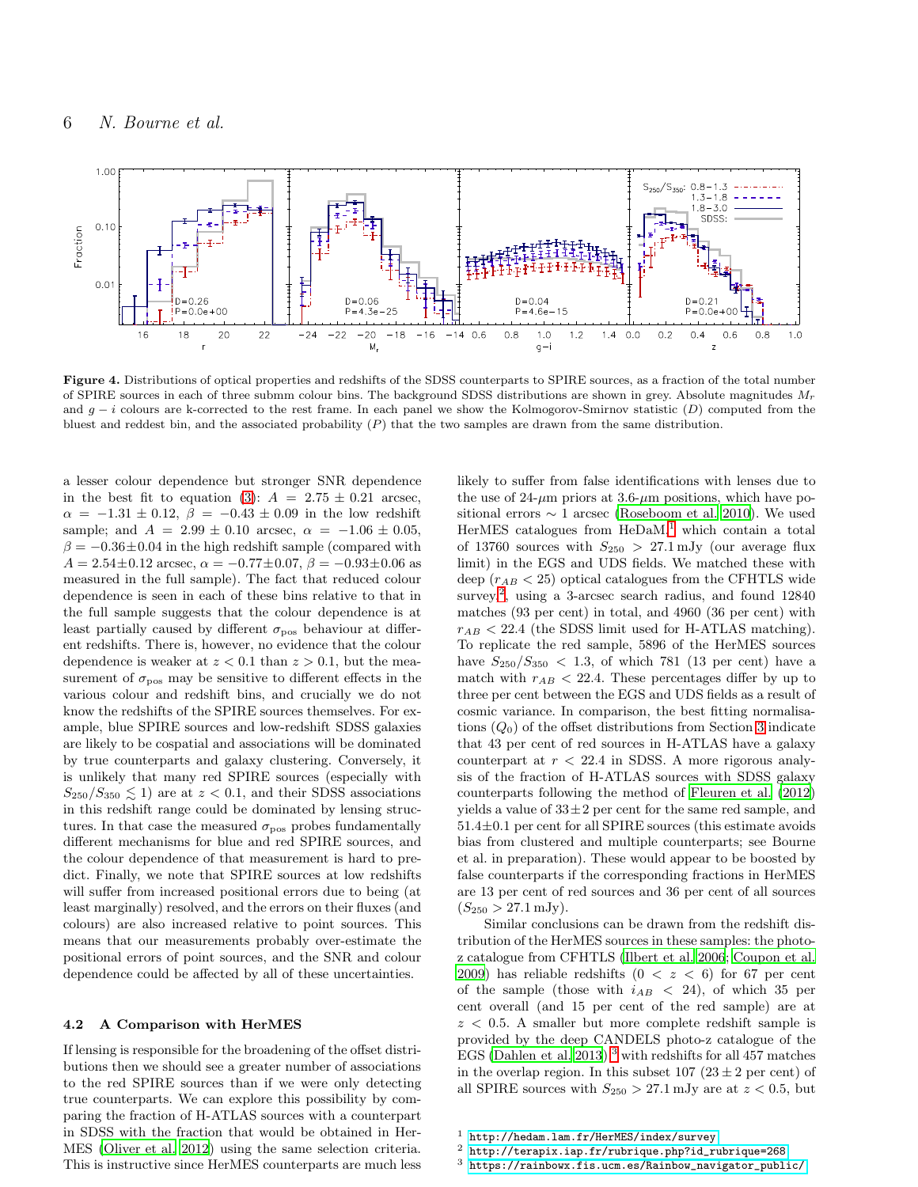**Figure 4.** Distributions of optical properties and redshifts of the SDSS counterparts to SPIRE sources, as a fraction of the total number of SPIRE sources in each of three submm colour bins. The background SDSS distributions are shown in grey. Absolute magnitudes $M_r$ and $g - i$ colours are k-corrected to the rest frame. In each panel we show the Kolmogorov-Smirnov statistic ($D$) computed from the bluest and reddest bin, and the associated probability ($P$) that the two samples are drawn from the same distribution.

a lesser colour dependence but stronger SNR dependence in the best fit to equation (3): $A = 2.75 \pm 0.21$ arcsec, $\alpha = -1.31 \pm 0.12$, $\beta = -0.43 \pm 0.09$ in the low redshift sample; and $A = 2.99 \pm 0.10$ arcsec, $\alpha = -1.06 \pm 0.05$, $\beta = -0.36 \pm 0.04$ in the high redshift sample (compared with $A = 2.54 \pm 0.12$ arcsec, $\alpha = -0.77 \pm 0.07$, $\beta = -0.93 \pm 0.06$ as measured in the full sample). The fact that reduced colour dependence is seen in each of these bins relative to that in the full sample suggests that the colour dependence is at least partially caused by different $\sigma_{\rm pos}$ behaviour at different redshifts. There is, however, no evidence that the colour dependence is weaker at $z < 0.1$ than $z > 0.1$, but the measurement of $\sigma_{\rm pos}$ may be sensitive to different effects in the various colour and redshift bins, and crucially we do not know the redshifts of the SPIRE sources themselves. For example, blue SPIRE sources and low-redshift SDSS galaxies are likely to be cospatial and associations will be dominated by true counterparts and galaxy clustering. Conversely, it is unlikely that many red SPIRE sources (especially with $S_{250}/S_{350} \lesssim 1$) are at $z < 0.1$, and their SDSS associations in this redshift range could be dominated by lensing structures. In that case the measured $\sigma_{\rm pos}$ probes fundamentally different mechanisms for blue and red SPIRE sources, and the colour dependence of that measurement is hard to predict. Finally, we note that SPIRE sources at low redshifts will suffer from increased positional errors due to being (at least marginally) resolved, and the errors on their fluxes (and colours) are also increased relative to point sources. This means that our measurements probably over-estimate the positional errors of point sources, and the SNR and colour dependence could be affected by all of these uncertainties.

## 4.2 A Comparison with HerMES

If lensing is responsible for the broadening of the offset distributions then we should see a greater number of associations to the red SPIRE sources than if we were only detecting true counterparts. We can explore this possibility by comparing the fraction of H-ATLAS sources with a counterpart in SDSS with the fraction that would be obtained in HerMES (Oliver et al. 2012) using the same selection criteria. This is instructive since HerMES counterparts are much less likely to suffer from false identifications with lenses due to the use of 24-$\mu$m priors at 3.6-$\mu$m positions, which have positional errors $\sim 1$ arcsec (Roseboom et al. 2010). We used HerMES catalogues from HeDaM,[1] which contain a total of 13760 sources with $S_{250} > 27.1$ mJy (our average flux limit) in the EGS and UDS fields. We matched these with deep ($r_{AB} < 25$) optical catalogues from the CFHTLS wide survey,[2] using a 3-arcsec search radius, and found 12840 matches (93 per cent) in total, and 4960 (36 per cent) with $r_{AB} < 22.4$ (the SDSS limit used for H-ATLAS matching). To replicate the red sample, 5896 of the HerMES sources have $S_{250}/S_{350} < 1.3$, of which 781 (13 per cent) have a match with $r_{AB} < 22.4$. These percentages differ by up to three per cent between the EGS and UDS fields as a result of cosmic variance. In comparison, the best fitting normalisations ($Q_0$) of the offset distributions from Section 3 indicate that 43 per cent of red sources in H-ATLAS have a galaxy counterpart at $r < 22.4$ in SDSS. A more rigorous analysis of the fraction of H-ATLAS sources with SDSS galaxy counterparts following the method of Fleuren et al. (2012) yields a value of $33 \pm 2$ per cent for the same red sample, and $51.4 \pm 0.1$ per cent for all SPIRE sources (this estimate avoids bias from clustered and multiple counterparts; see Bourne et al. in preparation). These would appear to be boosted by false counterparts if the corresponding fractions in HerMES are 13 per cent of red sources and 36 per cent of all sources ($S_{250} > 27.1$ mJy).

Similar conclusions can be drawn from the redshift distribution of the HerMES sources in these samples: the photo-z catalogue from CFHTLS (Ilbert et al. 2006; Coupon et al. 2009) has reliable redshifts ($0 < z < 6$) for 67 per cent of the sample (those with $i_{AB} < 24$), of which 35 per cent overall (and 15 per cent of the red sample) are at $z < 0.5$. A smaller but more complete redshift sample is provided by the deep CANDELS photo-z catalogue of the EGS (Dahlen et al. 2013)[3] with redshifts for all 457 matches in the overlap region. In this subset 107 ($23 \pm 2$ per cent) of all SPIRE sources with $S_{250} > 27.1$ mJy are at $z < 0.5$, but

[1] http://hedam.lam.fr/HerMES/index/survey

[2] http://terapix.iap.fr/rubrique.php?id_rubrique=268

[3] https://rainbowx.fis.ucm.es/Rainbow_navigator_public/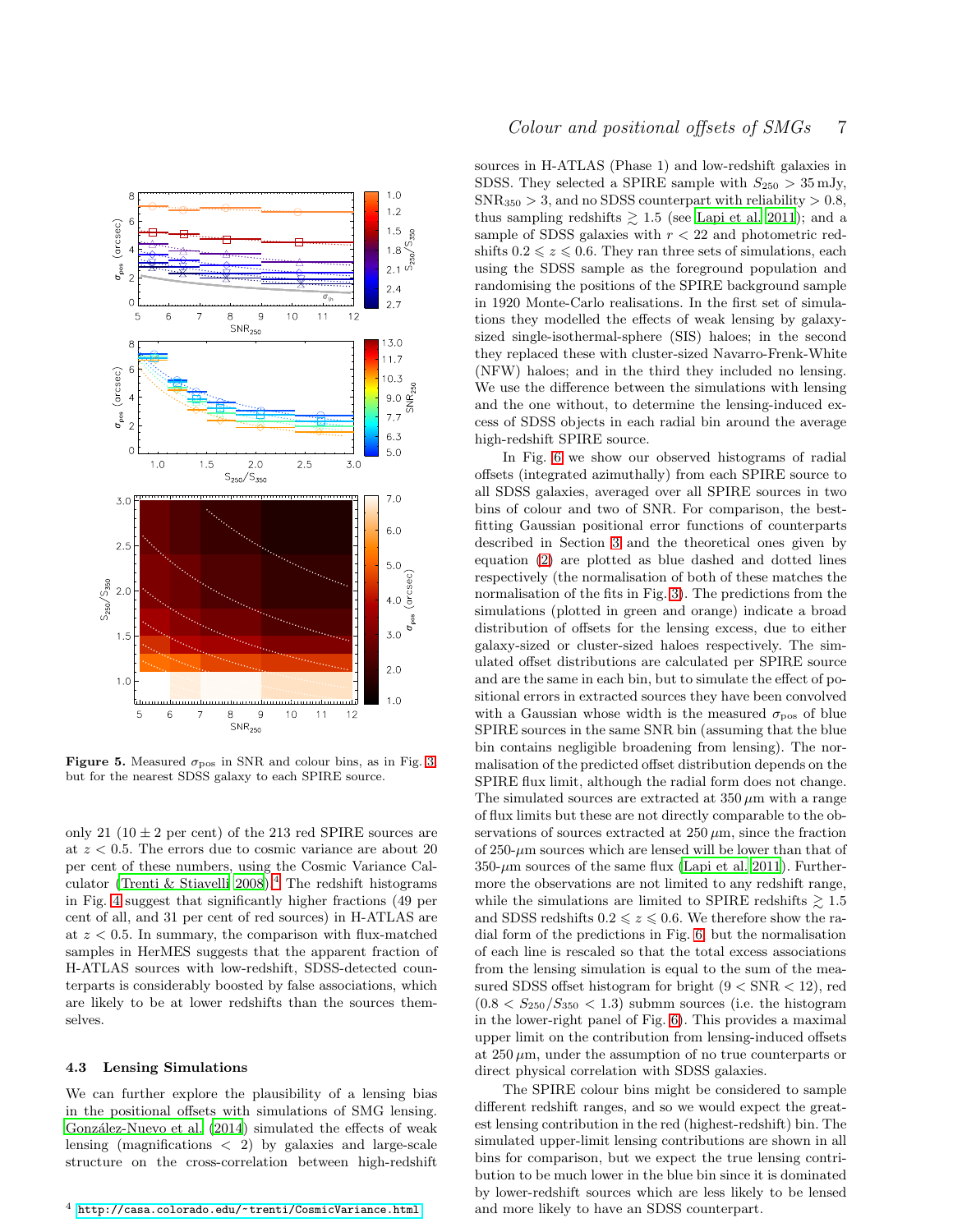**Figure 5.** Measured $\sigma_{\rm pos}$ in SNR and colour bins, as in Fig. 3 but for the nearest SDSS galaxy to each SPIRE source.

only 21 ($10 \pm 2$ per cent) of the 213 red SPIRE sources are at $z < 0.5$. The errors due to cosmic variance are about 20 per cent of these numbers, using the Cosmic Variance Calculator (Trenti & Stiavelli 2008).[4] The redshift histograms in Fig. 4 suggest that significantly higher fractions (49 per cent of all, and 31 per cent of red sources) in H-ATLAS are at $z < 0.5$. In summary, the comparison with flux-matched samples in HerMES suggests that the apparent fraction of H-ATLAS sources with low-redshift, SDSS-detected counterparts is considerably boosted by false associations, which are likely to be at lower redshifts than the sources themselves.

### 4.3 Lensing Simulations

We can further explore the plausibility of a lensing bias in the positional offsets with simulations of SMG lensing. González-Nuevo et al. (2014) simulated the effects of weak lensing (magnifications $< 2$) by galaxies and large-scale structure on the cross-correlation between high-redshift sources in H-ATLAS (Phase 1) and low-redshift galaxies in SDSS. They selected a SPIRE sample with $S_{250} > 35\,$mJy, $\mathrm{SNR}_{350} > 3$, and no SDSS counterpart with reliability $> 0.8$, thus sampling redshifts $\gtrsim 1.5$ (see Lapi et al. 2011); and a sample of SDSS galaxies with $r < 22$ and photometric redshifts $0.2 \leqslant z \leqslant 0.6$. They ran three sets of simulations, each using the SDSS sample as the foreground population and randomising the positions of the SPIRE background sample in 1920 Monte-Carlo realisations. In the first set of simulations they modelled the effects of weak lensing by galaxy-sized single-isothermal-sphere (SIS) haloes; in the second they replaced these with cluster-sized Navarro-Frenk-White (NFW) haloes; and in the third they included no lensing. We use the difference between the simulations with lensing and the one without, to determine the lensing-induced excess of SDSS objects in each radial bin around the average high-redshift SPIRE source.

In Fig. 6 we show our observed histograms of radial offsets (integrated azimuthally) from each SPIRE source to all SDSS galaxies, averaged over all SPIRE sources in two bins of colour and two of SNR. For comparison, the best-fitting Gaussian positional error functions of counterparts described in Section 3 and the theoretical ones given by equation (2) are plotted as blue dashed and dotted lines respectively (the normalisation of both of these matches the normalisation of the fits in Fig. 3). The predictions from the simulations (plotted in green and orange) indicate a broad distribution of offsets for the lensing excess, due to either galaxy-sized or cluster-sized haloes respectively. The simulated offset distributions are calculated per SPIRE source and are the same in each bin, but to simulate the effect of positional errors in extracted sources they have been convolved with a Gaussian whose width is the measured $\sigma_{\rm pos}$ of blue SPIRE sources in the same SNR bin (assuming that the blue bin contains negligible broadening from lensing). The normalisation of the predicted offset distribution depends on the SPIRE flux limit, although the radial form does not change. The simulated sources are extracted at $350\,\mu$m with a range of flux limits but these are not directly comparable to the observations of sources extracted at $250\,\mu$m, since the fraction of 250-$\mu$m sources which are lensed will be lower than that of 350-$\mu$m sources of the same flux (Lapi et al. 2011). Furthermore the observations are not limited to any redshift range, while the simulations are limited to SPIRE redshifts $\gtrsim 1.5$ and SDSS redshifts $0.2 \leqslant z \leqslant 0.6$. We therefore show the radial form of the predictions in Fig. 6, but the normalisation of each line is rescaled so that the total excess associations from the lensing simulation is equal to the sum of the measured SDSS offset histogram for bright ($9 < \mathrm{SNR} < 12$), red ($0.8 < S_{250}/S_{350} < 1.3$) submm sources (i.e. the histogram in the lower-right panel of Fig. 6). This provides a maximal upper limit on the contribution from lensing-induced offsets at $250\,\mu$m, under the assumption of no true counterparts or direct physical correlation with SDSS galaxies.

The SPIRE colour bins might be considered to sample different redshift ranges, and so we would expect the greatest lensing contribution in the red (highest-redshift) bin. The simulated upper-limit lensing contributions are shown in all bins for comparison, but we expect the true lensing contribution to be much lower in the blue bin since it is dominated by lower-redshift sources which are less likely to be lensed and more likely to have an SDSS counterpart.

[4] http://casa.colorado.edu/~trenti/CosmicVariance.html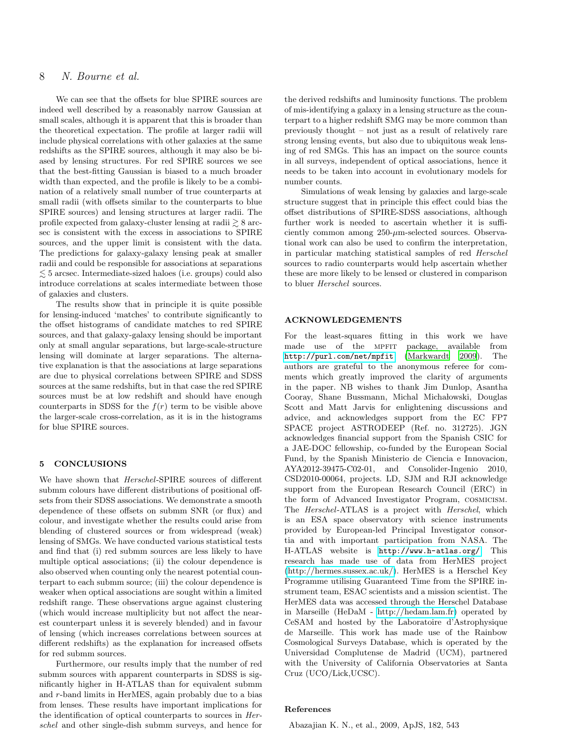We can see that the offsets for blue SPIRE sources are indeed well described by a reasonably narrow Gaussian at small scales, although it is apparent that this is broader than the theoretical expectation. The profile at larger radii will include physical correlations with other galaxies at the same redshifts as the SPIRE sources, although it may also be biased by lensing structures. For red SPIRE sources we see that the best-fitting Gaussian is biased to a much broader width than expected, and the profile is likely to be a combination of a relatively small number of true counterparts at small radii (with offsets similar to the counterparts to blue SPIRE sources) and lensing structures at larger radii. The profile expected from galaxy-cluster lensing at radii $\gtrsim 8$ arcsec is consistent with the excess in associations to SPIRE sources, and the upper limit is consistent with the data. The predictions for galaxy-galaxy lensing peak at smaller radii and could be responsible for associations at separations $\lesssim 5$ arcsec. Intermediate-sized haloes (i.e. groups) could also introduce correlations at scales intermediate between those of galaxies and clusters.

The results show that in principle it is quite possible for lensing-induced 'matches' to contribute significantly to the offset histograms of candidate matches to red SPIRE sources, and that galaxy-galaxy lensing should be important only at small angular separations, but large-scale-structure lensing will dominate at larger separations. The alternative explanation is that the associations at large separations are due to physical correlations between SPIRE and SDSS sources at the same redshifts, but in that case the red SPIRE sources must be at low redshift and should have enough counterparts in SDSS for the $f(r)$ term to be visible above the larger-scale cross-correlation, as it is in the histograms for blue SPIRE sources.

## 5 CONCLUSIONS

We have shown that *Herschel*-SPIRE sources of different submm colours have different distributions of positional offsets from their SDSS associations. We demonstrate a smooth dependence of these offsets on submm SNR (or flux) and colour, and investigate whether the results could arise from blending of clustered sources or from widespread (weak) lensing of SMGs. We have conducted various statistical tests and find that (i) red submm sources are less likely to have multiple optical associations; (ii) the colour dependence is also observed when counting only the nearest potential counterpart to each submm source; (iii) the colour dependence is weaker when optical associations are sought within a limited redshift range. These observations argue against clustering (which would increase multiplicity but not affect the nearest counterpart unless it is severely blended) and in favour of lensing (which increases correlations between sources at different redshifts) as the explanation for increased offsets for red submm sources.

Furthermore, our results imply that the number of red submm sources with apparent counterparts in SDSS is significantly higher in H-ATLAS than for equivalent submm and $r$-band limits in HerMES, again probably due to a bias from lenses. These results have important implications for the identification of optical counterparts to sources in *Herschel* and other single-dish submm surveys, and hence for the derived redshifts and luminosity functions. The problem of mis-identifying a galaxy in a lensing structure as the counterpart to a higher redshift SMG may be more common than previously thought – not just as a result of relatively rare strong lensing events, but also due to ubiquitous weak lensing of red SMGs. This has an impact on the source counts in all surveys, independent of optical associations, hence it needs to be taken into account in evolutionary models for number counts.

Simulations of weak lensing by galaxies and large-scale structure suggest that in principle this effect could bias the offset distributions of SPIRE-SDSS associations, although further work is needed to ascertain whether it is sufficiently common among 250-$\mu$m-selected sources. Observational work can also be used to confirm the interpretation, in particular matching statistical samples of red *Herschel* sources to radio counterparts would help ascertain whether these are more likely to be lensed or clustered in comparison to bluer *Herschel* sources.

## ACKNOWLEDGEMENTS

For the least-squares fitting in this work we have made use of the MPFIT package, available from http://purl.com/net/mpfit (Markwardt 2009). The authors are grateful to the anonymous referee for comments which greatly improved the clarity of arguments in the paper. NB wishes to thank Jim Dunlop, Asantha Cooray, Shane Bussmann, Michal Michałowski, Douglas Scott and Matt Jarvis for enlightening discussions and advice, and acknowledges support from the EC FP7 SPACE project ASTRODEEP (Ref. no. 312725). JGN acknowledges financial support from the Spanish CSIC for a JAE-DOC fellowship, co-funded by the European Social Fund, by the Spanish Ministerio de Ciencia e Innovacion, AYA2012-39475-C02-01, and Consolider-Ingenio 2010, CSD2010-00064, projects. LD, SJM and RJI acknowledge support from the European Research Council (ERC) in the form of Advanced Investigator Program, COSMICISM. The *Herschel*-ATLAS is a project with *Herschel*, which is an ESA space observatory with science instruments provided by European-led Principal Investigator consortia and with important participation from NASA. The H-ATLAS website is http://www.h-atlas.org/. This research has made use of data from HerMES project (http://hermes.sussex.ac.uk/). HerMES is a Herschel Key Programme utilising Guaranteed Time from the SPIRE instrument team, ESAC scientists and a mission scientist. The HerMES data was accessed through the Herschel Database in Marseille (HeDaM - http://hedam.lam.fr) operated by CeSAM and hosted by the Laboratoire d'Astrophysique de Marseille. This work has made use of the Rainbow Cosmological Surveys Database, which is operated by the Universidad Complutense de Madrid (UCM), partnered with the University of California Observatories at Santa Cruz (UCO/Lick,UCSC).

## References

Abazajian K. N., et al., 2009, ApJS, 182, 543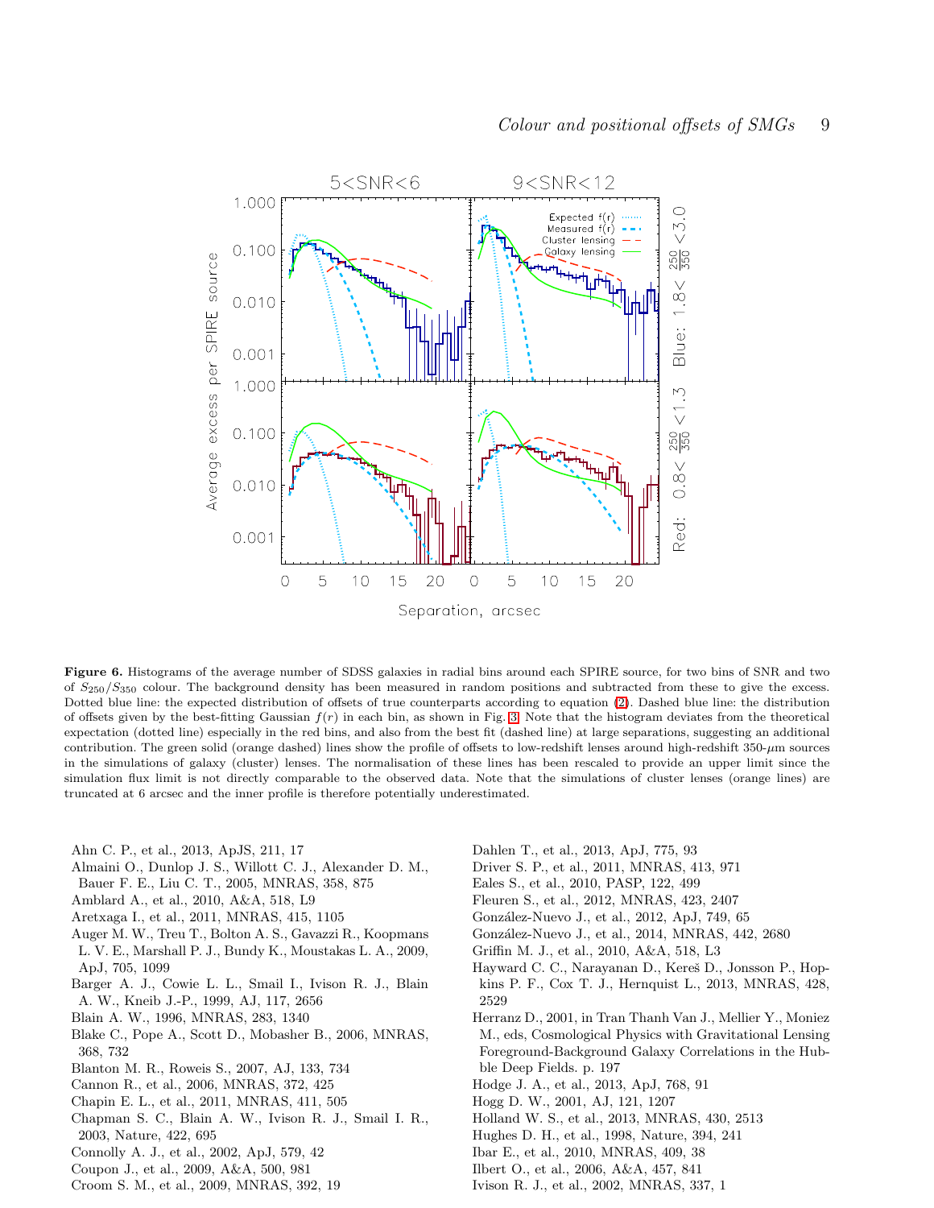**Figure 6.** Histograms of the average number of SDSS galaxies in radial bins around each SPIRE source, for two bins of SNR and two of $S_{250}/S_{350}$ colour. The background density has been measured in random positions and subtracted from these to give the excess. Dotted blue line: the expected distribution of offsets of true counterparts according to equation (2). Dashed blue line: the distribution of offsets given by the best-fitting Gaussian $f(r)$ in each bin, as shown in Fig. 3. Note that the histogram deviates from the theoretical expectation (dotted line) especially in the red bins, and also from the best fit (dashed line) at large separations, suggesting an additional contribution. The green solid (orange dashed) lines show the profile of offsets to low-redshift lenses around high-redshift 350-$\mu$m sources in the simulations of galaxy (cluster) lenses. The normalisation of these lines has been rescaled to provide an upper limit since the simulation flux limit is not directly comparable to the observed data. Note that the simulations of cluster lenses (orange lines) are truncated at 6 arcsec and the inner profile is therefore potentially underestimated.

Ahn C. P., et al., 2013, ApJS, 211, 17
Almaini O., Dunlop J. S., Willott C. J., Alexander D. M., Bauer F. E., Liu C. T., 2005, MNRAS, 358, 875
Amblard A., et al., 2010, A&A, 518, L9
Aretxaga I., et al., 2011, MNRAS, 415, 1105
Auger M. W., Treu T., Bolton A. S., Gavazzi R., Koopmans L. V. E., Marshall P. J., Bundy K., Moustakas L. A., 2009, ApJ, 705, 1099
Barger A. J., Cowie L. L., Smail I., Ivison R. J., Blain A. W., Kneib J.-P., 1999, AJ, 117, 2656
Blain A. W., 1996, MNRAS, 283, 1340
Blake C., Pope A., Scott D., Mobasher B., 2006, MNRAS, 368, 732
Blanton M. R., Roweis S., 2007, AJ, 133, 734
Cannon R., et al., 2006, MNRAS, 372, 425
Chapin E. L., et al., 2011, MNRAS, 411, 505
Chapman S. C., Blain A. W., Ivison R. J., Smail I. R., 2003, Nature, 422, 695
Connolly A. J., et al., 2002, ApJ, 579, 42
Coupon J., et al., 2009, A&A, 500, 981
Croom S. M., et al., 2009, MNRAS, 392, 19
Dahlen T., et al., 2013, ApJ, 775, 93
Driver S. P., et al., 2011, MNRAS, 413, 971
Eales S., et al., 2010, PASP, 122, 499
Fleuren S., et al., 2012, MNRAS, 423, 2407
González-Nuevo J., et al., 2012, ApJ, 749, 65
González-Nuevo J., et al., 2014, MNRAS, 442, 2680
Griffin M. J., et al., 2010, A&A, 518, L3
Hayward C. C., Narayanan D., Kereš D., Jonsson P., Hopkins P. F., Cox T. J., Hernquist L., 2013, MNRAS, 428, 2529
Herranz D., 2001, in Tran Thanh Van J., Mellier Y., Moniez M., eds, Cosmological Physics with Gravitational Lensing Foreground-Background Galaxy Correlations in the Hubble Deep Fields. p. 197
Hodge J. A., et al., 2013, ApJ, 768, 91
Hogg D. W., 2001, AJ, 121, 1207
Holland W. S., et al., 2013, MNRAS, 430, 2513
Hughes D. H., et al., 1998, Nature, 394, 241
Ibar E., et al., 2010, MNRAS, 409, 38
Ilbert O., et al., 2006, A&A, 457, 841
Ivison R. J., et al., 2002, MNRAS, 337, 1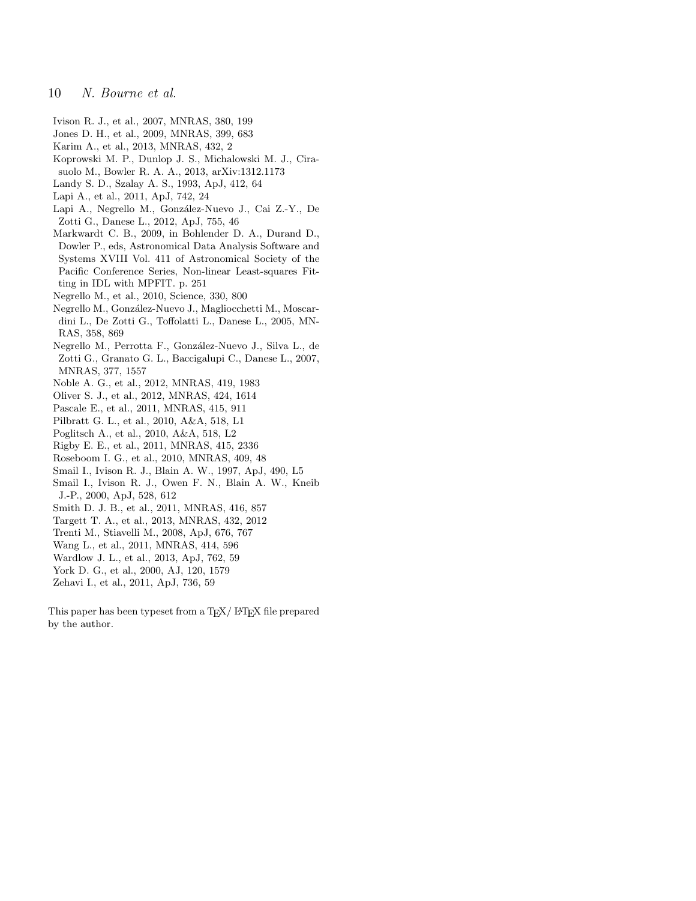Ivison R. J., et al., 2007, MNRAS, 380, 199

Jones D. H., et al., 2009, MNRAS, 399, 683

Karim A., et al., 2013, MNRAS, 432, 2

Koprowski M. P., Dunlop J. S., Michalowski M. J., Cirasuolo M., Bowler R. A. A., 2013, arXiv:1312.1173

Landy S. D., Szalay A. S., 1993, ApJ, 412, 64

Lapi A., et al., 2011, ApJ, 742, 24

Lapi A., Negrello M., González-Nuevo J., Cai Z.-Y., De Zotti G., Danese L., 2012, ApJ, 755, 46

Markwardt C. B., 2009, in Bohlender D. A., Durand D., Dowler P., eds, Astronomical Data Analysis Software and Systems XVIII Vol. 411 of Astronomical Society of the Pacific Conference Series, Non-linear Least-squares Fitting in IDL with MPFIT. p. 251

Negrello M., et al., 2010, Science, 330, 800

Negrello M., González-Nuevo J., Magliocchetti M., Moscardini L., De Zotti G., Toffolatti L., Danese L., 2005, MNRAS, 358, 869

Negrello M., Perrotta F., González-Nuevo J., Silva L., de Zotti G., Granato G. L., Baccigalupi C., Danese L., 2007, MNRAS, 377, 1557

Noble A. G., et al., 2012, MNRAS, 419, 1983

Oliver S. J., et al., 2012, MNRAS, 424, 1614

Pascale E., et al., 2011, MNRAS, 415, 911

Pilbratt G. L., et al., 2010, A&A, 518, L1

Poglitsch A., et al., 2010, A&A, 518, L2

Rigby E. E., et al., 2011, MNRAS, 415, 2336

Roseboom I. G., et al., 2010, MNRAS, 409, 48

Smail I., Ivison R. J., Blain A. W., 1997, ApJ, 490, L5

Smail I., Ivison R. J., Owen F. N., Blain A. W., Kneib J.-P., 2000, ApJ, 528, 612

Smith D. J. B., et al., 2011, MNRAS, 416, 857

Targett T. A., et al., 2013, MNRAS, 432, 2012

Trenti M., Stiavelli M., 2008, ApJ, 676, 767

Wang L., et al., 2011, MNRAS, 414, 596

Wardlow J. L., et al., 2013, ApJ, 762, 59

York D. G., et al., 2000, AJ, 120, 1579

Zehavi I., et al., 2011, ApJ, 736, 59

This paper has been typeset from a TEX/ LATEX file prepared by the author.